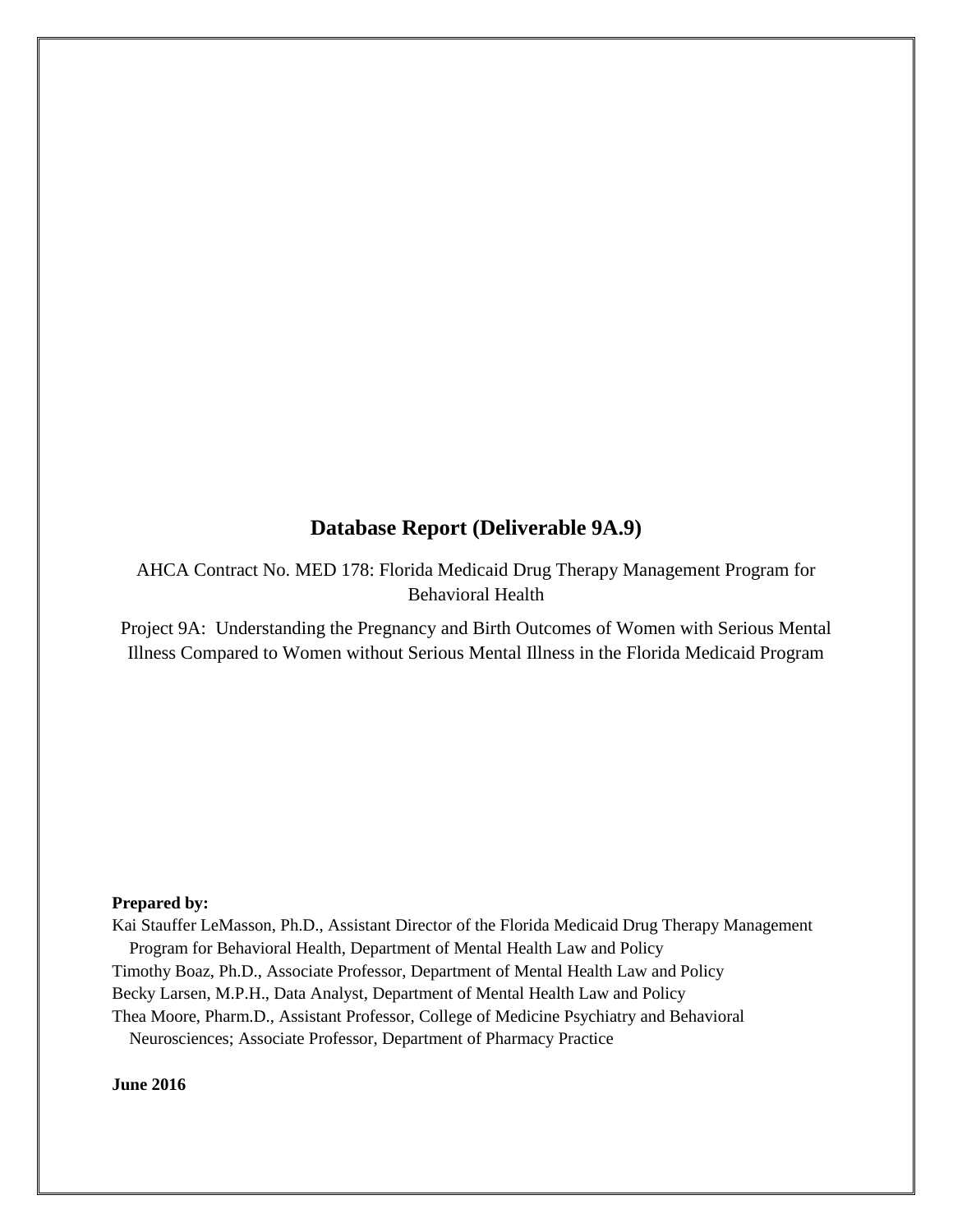# Database Report (Deliverable 9A.9)

AHCA Contract No. MED 178: Florida Medicaid Drug Therapy Management Program for Behavioral Health

Project 9A: Understanding the Pregnancy and Birth Outcomes of Women with Serious Mental Illness Compared to Women without Serious Mental Illness in the Florida Medicaid Program

**Prepared by:**

Kai Stauffer LeMasson, Ph.D., Assistant Director of the Florida Medicaid Drug Therapy Management Program for Behavioral Health, Department of Mental Health Law and Policy
Timothy Boaz, Ph.D., Associate Professor, Department of Mental Health Law and Policy
Becky Larsen, M.P.H., Data Analyst, Department of Mental Health Law and Policy
Thea Moore, Pharm.D., Assistant Professor, College of Medicine Psychiatry and Behavioral Neurosciences; Associate Professor, Department of Pharmacy Practice

**June 2016**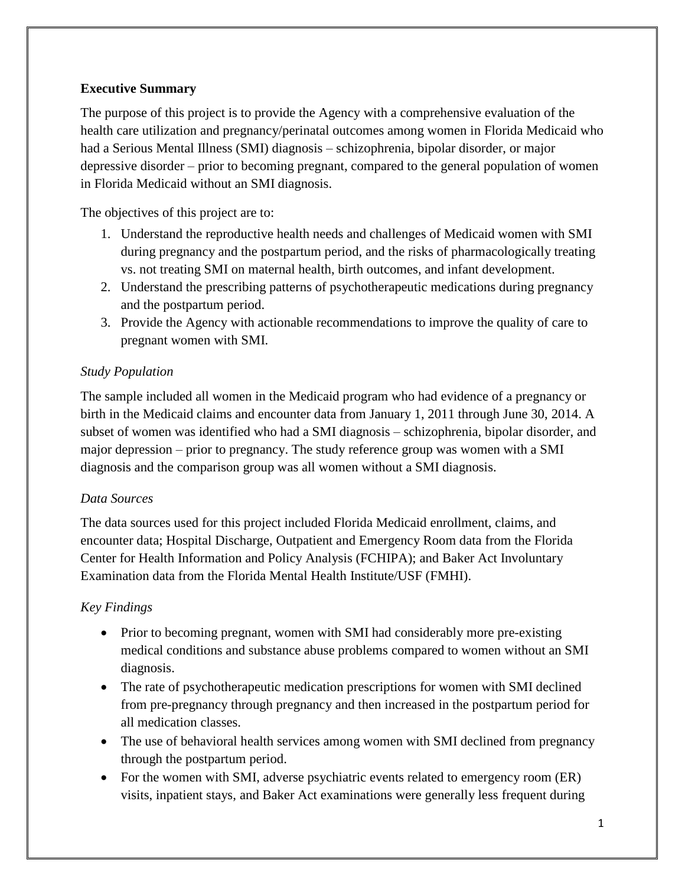## Executive Summary

The purpose of this project is to provide the Agency with a comprehensive evaluation of the health care utilization and pregnancy/perinatal outcomes among women in Florida Medicaid who had a Serious Mental Illness (SMI) diagnosis – schizophrenia, bipolar disorder, or major depressive disorder – prior to becoming pregnant, compared to the general population of women in Florida Medicaid without an SMI diagnosis.

The objectives of this project are to:

1. Understand the reproductive health needs and challenges of Medicaid women with SMI during pregnancy and the postpartum period, and the risks of pharmacologically treating vs. not treating SMI on maternal health, birth outcomes, and infant development.
2. Understand the prescribing patterns of psychotherapeutic medications during pregnancy and the postpartum period.
3. Provide the Agency with actionable recommendations to improve the quality of care to pregnant women with SMI.

### *Study Population*

The sample included all women in the Medicaid program who had evidence of a pregnancy or birth in the Medicaid claims and encounter data from January 1, 2011 through June 30, 2014. A subset of women was identified who had a SMI diagnosis – schizophrenia, bipolar disorder, and major depression – prior to pregnancy. The study reference group was women with a SMI diagnosis and the comparison group was all women without a SMI diagnosis.

### *Data Sources*

The data sources used for this project included Florida Medicaid enrollment, claims, and encounter data; Hospital Discharge, Outpatient and Emergency Room data from the Florida Center for Health Information and Policy Analysis (FCHIPA); and Baker Act Involuntary Examination data from the Florida Mental Health Institute/USF (FMHI).

### *Key Findings*

- Prior to becoming pregnant, women with SMI had considerably more pre-existing medical conditions and substance abuse problems compared to women without an SMI diagnosis.
- The rate of psychotherapeutic medication prescriptions for women with SMI declined from pre-pregnancy through pregnancy and then increased in the postpartum period for all medication classes.
- The use of behavioral health services among women with SMI declined from pregnancy through the postpartum period.
- For the women with SMI, adverse psychiatric events related to emergency room (ER) visits, inpatient stays, and Baker Act examinations were generally less frequent during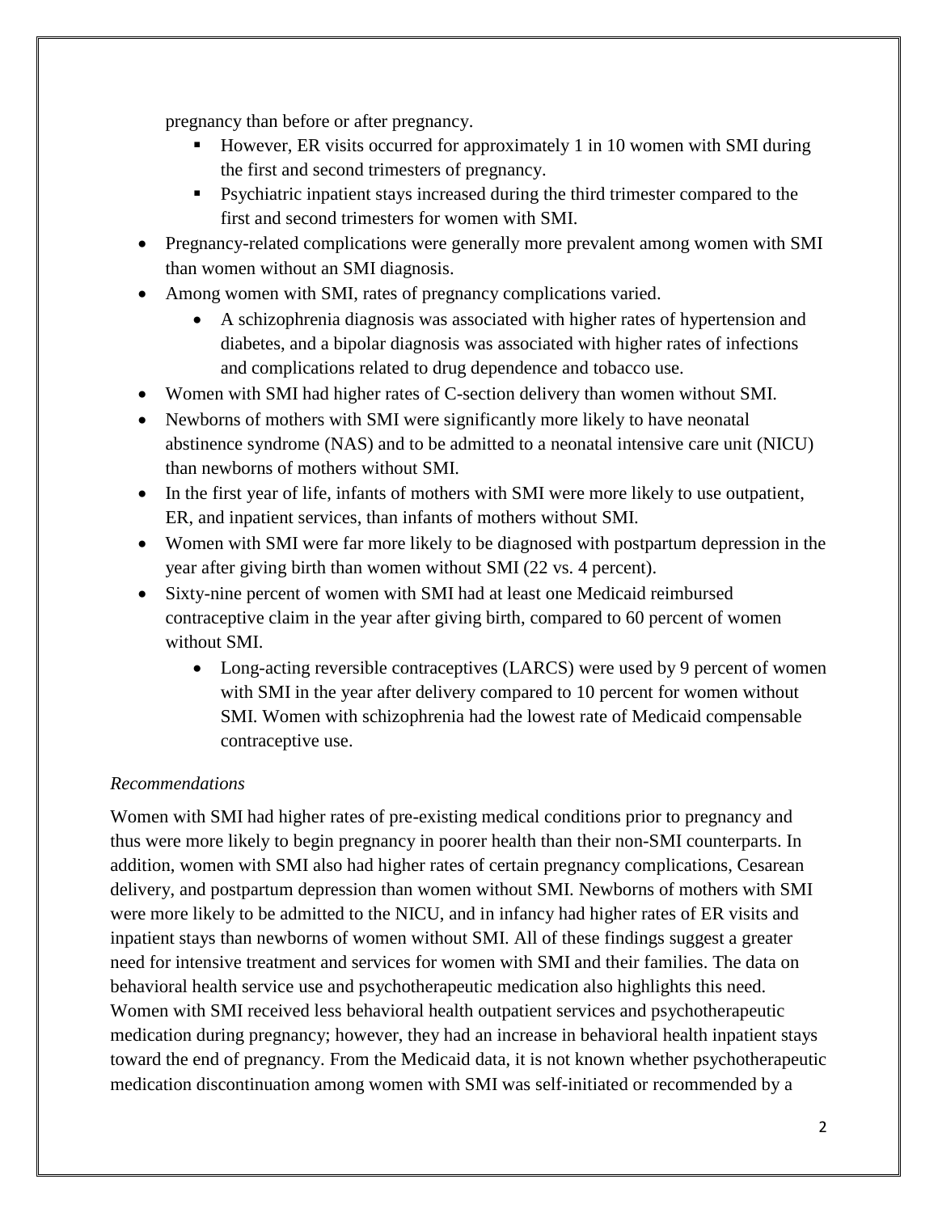pregnancy than before or after pregnancy.

  - However, ER visits occurred for approximately 1 in 10 women with SMI during the first and second trimesters of pregnancy.
  - Psychiatric inpatient stays increased during the third trimester compared to the first and second trimesters for women with SMI.

- Pregnancy-related complications were generally more prevalent among women with SMI than women without an SMI diagnosis.
- Among women with SMI, rates of pregnancy complications varied.
  - A schizophrenia diagnosis was associated with higher rates of hypertension and diabetes, and a bipolar diagnosis was associated with higher rates of infections and complications related to drug dependence and tobacco use.
- Women with SMI had higher rates of C-section delivery than women without SMI.
- Newborns of mothers with SMI were significantly more likely to have neonatal abstinence syndrome (NAS) and to be admitted to a neonatal intensive care unit (NICU) than newborns of mothers without SMI.
- In the first year of life, infants of mothers with SMI were more likely to use outpatient, ER, and inpatient services, than infants of mothers without SMI.
- Women with SMI were far more likely to be diagnosed with postpartum depression in the year after giving birth than women without SMI (22 vs. 4 percent).
- Sixty-nine percent of women with SMI had at least one Medicaid reimbursed contraceptive claim in the year after giving birth, compared to 60 percent of women without SMI.
  - Long-acting reversible contraceptives (LARCS) were used by 9 percent of women with SMI in the year after delivery compared to 10 percent for women without SMI. Women with schizophrenia had the lowest rate of Medicaid compensable contraceptive use.

*Recommendations*

Women with SMI had higher rates of pre-existing medical conditions prior to pregnancy and thus were more likely to begin pregnancy in poorer health than their non-SMI counterparts. In addition, women with SMI also had higher rates of certain pregnancy complications, Cesarean delivery, and postpartum depression than women without SMI. Newborns of mothers with SMI were more likely to be admitted to the NICU, and in infancy had higher rates of ER visits and inpatient stays than newborns of women without SMI. All of these findings suggest a greater need for intensive treatment and services for women with SMI and their families. The data on behavioral health service use and psychotherapeutic medication also highlights this need. Women with SMI received less behavioral health outpatient services and psychotherapeutic medication during pregnancy; however, they had an increase in behavioral health inpatient stays toward the end of pregnancy. From the Medicaid data, it is not known whether psychotherapeutic medication discontinuation among women with SMI was self-initiated or recommended by a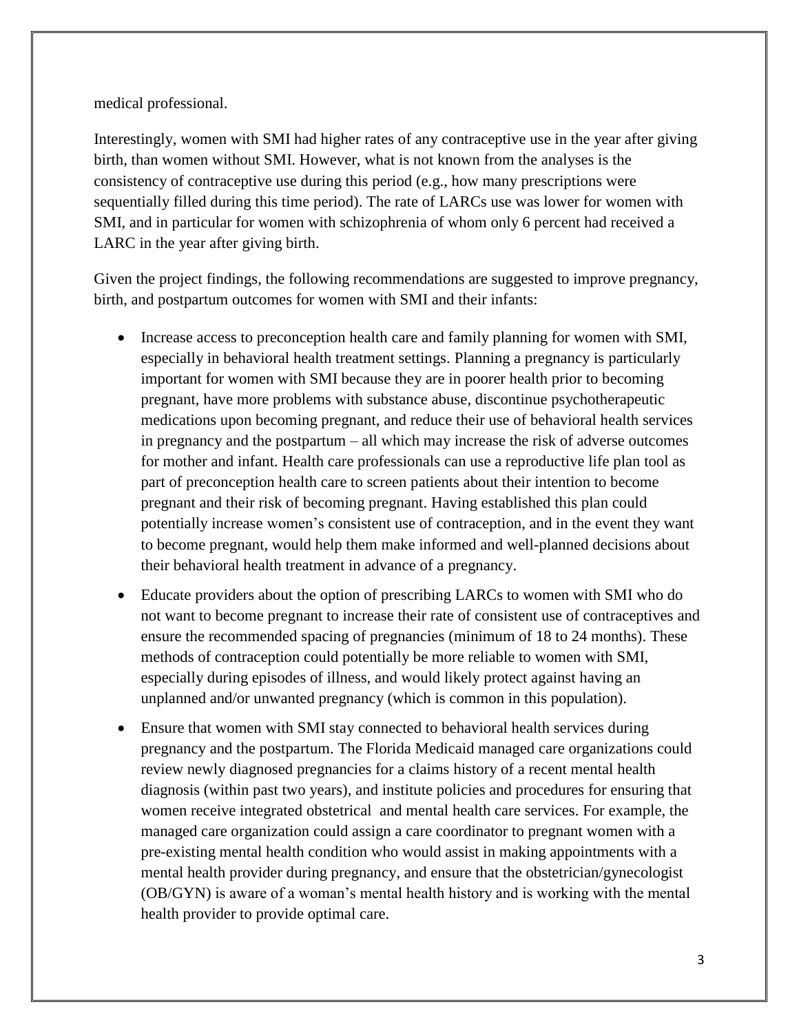medical professional.

Interestingly, women with SMI had higher rates of any contraceptive use in the year after giving birth, than women without SMI. However, what is not known from the analyses is the consistency of contraceptive use during this period (e.g., how many prescriptions were sequentially filled during this time period). The rate of LARCs use was lower for women with SMI, and in particular for women with schizophrenia of whom only 6 percent had received a LARC in the year after giving birth.

Given the project findings, the following recommendations are suggested to improve pregnancy, birth, and postpartum outcomes for women with SMI and their infants:

- Increase access to preconception health care and family planning for women with SMI, especially in behavioral health treatment settings. Planning a pregnancy is particularly important for women with SMI because they are in poorer health prior to becoming pregnant, have more problems with substance abuse, discontinue psychotherapeutic medications upon becoming pregnant, and reduce their use of behavioral health services in pregnancy and the postpartum – all which may increase the risk of adverse outcomes for mother and infant. Health care professionals can use a reproductive life plan tool as part of preconception health care to screen patients about their intention to become pregnant and their risk of becoming pregnant. Having established this plan could potentially increase women's consistent use of contraception, and in the event they want to become pregnant, would help them make informed and well-planned decisions about their behavioral health treatment in advance of a pregnancy.
- Educate providers about the option of prescribing LARCs to women with SMI who do not want to become pregnant to increase their rate of consistent use of contraceptives and ensure the recommended spacing of pregnancies (minimum of 18 to 24 months). These methods of contraception could potentially be more reliable to women with SMI, especially during episodes of illness, and would likely protect against having an unplanned and/or unwanted pregnancy (which is common in this population).
- Ensure that women with SMI stay connected to behavioral health services during pregnancy and the postpartum. The Florida Medicaid managed care organizations could review newly diagnosed pregnancies for a claims history of a recent mental health diagnosis (within past two years), and institute policies and procedures for ensuring that women receive integrated obstetrical and mental health care services. For example, the managed care organization could assign a care coordinator to pregnant women with a pre-existing mental health condition who would assist in making appointments with a mental health provider during pregnancy, and ensure that the obstetrician/gynecologist (OB/GYN) is aware of a woman's mental health history and is working with the mental health provider to provide optimal care.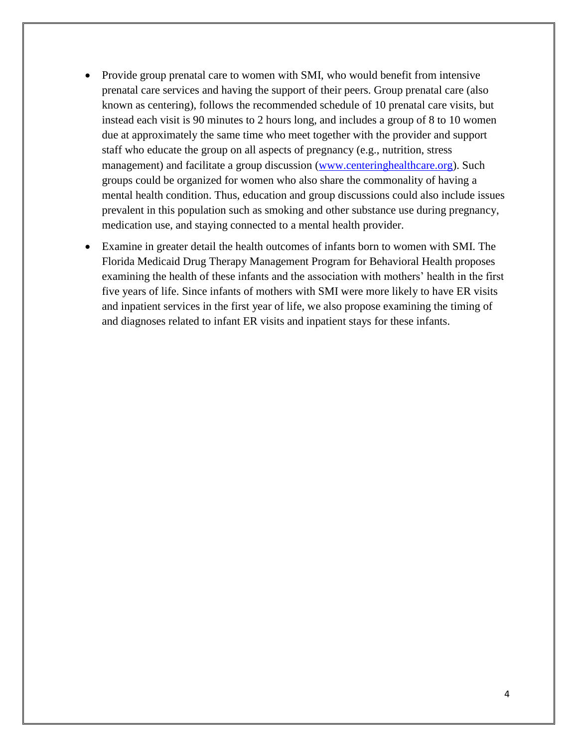- Provide group prenatal care to women with SMI, who would benefit from intensive prenatal care services and having the support of their peers. Group prenatal care (also known as centering), follows the recommended schedule of 10 prenatal care visits, but instead each visit is 90 minutes to 2 hours long, and includes a group of 8 to 10 women due at approximately the same time who meet together with the provider and support staff who educate the group on all aspects of pregnancy (e.g., nutrition, stress management) and facilitate a group discussion (www.centeringhealthcare.org). Such groups could be organized for women who also share the commonality of having a mental health condition. Thus, education and group discussions could also include issues prevalent in this population such as smoking and other substance use during pregnancy, medication use, and staying connected to a mental health provider.
- Examine in greater detail the health outcomes of infants born to women with SMI. The Florida Medicaid Drug Therapy Management Program for Behavioral Health proposes examining the health of these infants and the association with mothers' health in the first five years of life. Since infants of mothers with SMI were more likely to have ER visits and inpatient services in the first year of life, we also propose examining the timing of and diagnoses related to infant ER visits and inpatient stays for these infants.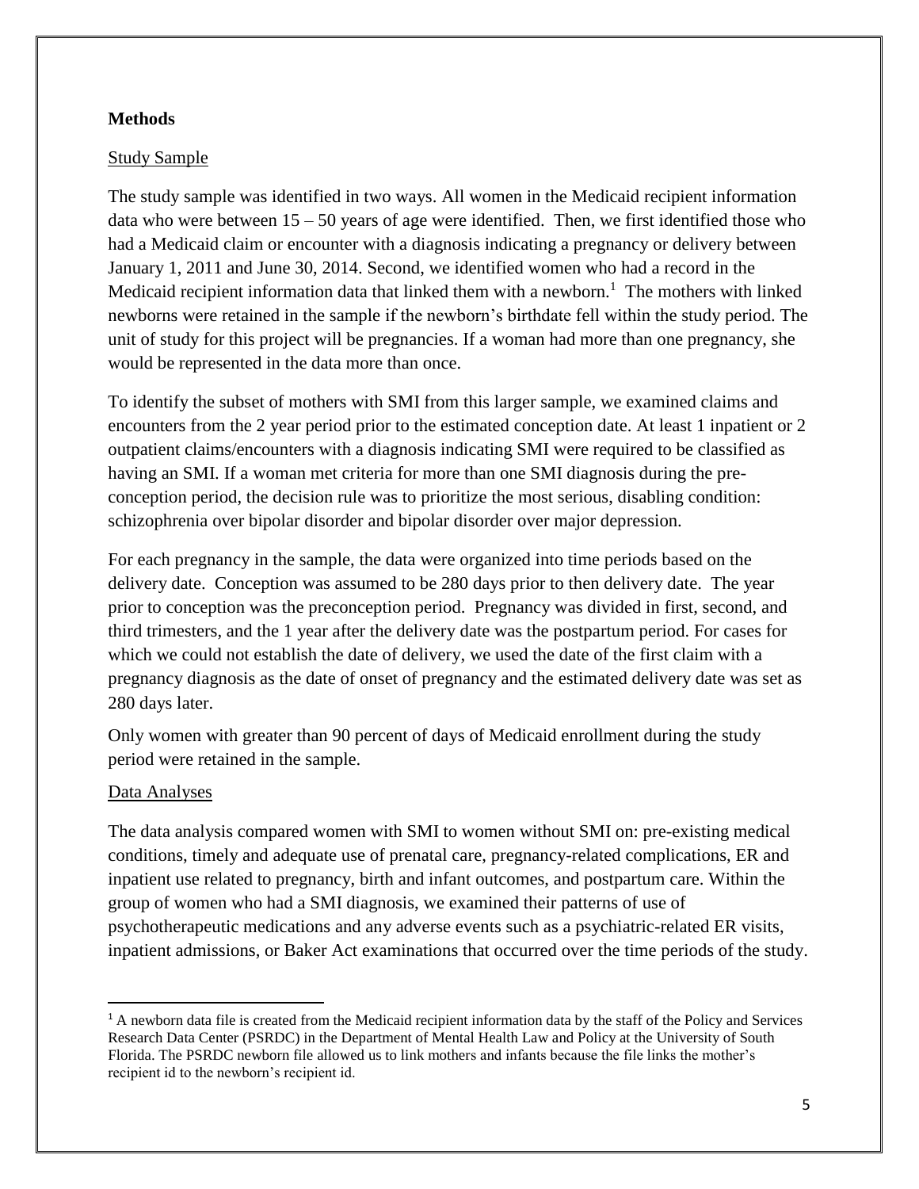## Methods

### Study Sample

The study sample was identified in two ways. All women in the Medicaid recipient information data who were between 15 – 50 years of age were identified. Then, we first identified those who had a Medicaid claim or encounter with a diagnosis indicating a pregnancy or delivery between January 1, 2011 and June 30, 2014. Second, we identified women who had a record in the Medicaid recipient information data that linked them with a newborn.[1] The mothers with linked newborns were retained in the sample if the newborn's birthdate fell within the study period. The unit of study for this project will be pregnancies. If a woman had more than one pregnancy, she would be represented in the data more than once.

To identify the subset of mothers with SMI from this larger sample, we examined claims and encounters from the 2 year period prior to the estimated conception date. At least 1 inpatient or 2 outpatient claims/encounters with a diagnosis indicating SMI were required to be classified as having an SMI. If a woman met criteria for more than one SMI diagnosis during the pre-conception period, the decision rule was to prioritize the most serious, disabling condition: schizophrenia over bipolar disorder and bipolar disorder over major depression.

For each pregnancy in the sample, the data were organized into time periods based on the delivery date. Conception was assumed to be 280 days prior to then delivery date. The year prior to conception was the preconception period. Pregnancy was divided in first, second, and third trimesters, and the 1 year after the delivery date was the postpartum period. For cases for which we could not establish the date of delivery, we used the date of the first claim with a pregnancy diagnosis as the date of onset of pregnancy and the estimated delivery date was set as 280 days later.

Only women with greater than 90 percent of days of Medicaid enrollment during the study period were retained in the sample.

### Data Analyses

The data analysis compared women with SMI to women without SMI on: pre-existing medical conditions, timely and adequate use of prenatal care, pregnancy-related complications, ER and inpatient use related to pregnancy, birth and infant outcomes, and postpartum care. Within the group of women who had a SMI diagnosis, we examined their patterns of use of psychotherapeutic medications and any adverse events such as a psychiatric-related ER visits, inpatient admissions, or Baker Act examinations that occurred over the time periods of the study.

---

[1] A newborn data file is created from the Medicaid recipient information data by the staff of the Policy and Services Research Data Center (PSRDC) in the Department of Mental Health Law and Policy at the University of South Florida. The PSRDC newborn file allowed us to link mothers and infants because the file links the mother's recipient id to the newborn's recipient id.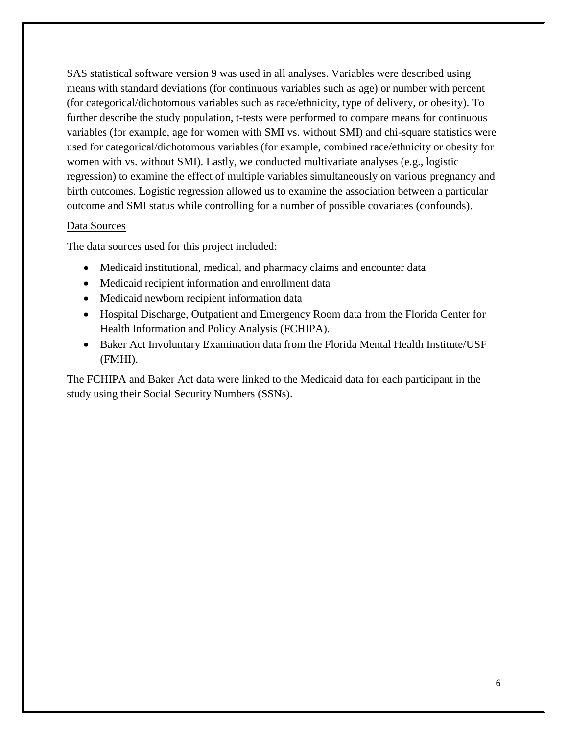SAS statistical software version 9 was used in all analyses. Variables were described using means with standard deviations (for continuous variables such as age) or number with percent (for categorical/dichotomous variables such as race/ethnicity, type of delivery, or obesity). To further describe the study population, t-tests were performed to compare means for continuous variables (for example, age for women with SMI vs. without SMI) and chi-square statistics were used for categorical/dichotomous variables (for example, combined race/ethnicity or obesity for women with vs. without SMI). Lastly, we conducted multivariate analyses (e.g., logistic regression) to examine the effect of multiple variables simultaneously on various pregnancy and birth outcomes. Logistic regression allowed us to examine the association between a particular outcome and SMI status while controlling for a number of possible covariates (confounds).

<u>Data Sources</u>

The data sources used for this project included:

- Medicaid institutional, medical, and pharmacy claims and encounter data
- Medicaid recipient information and enrollment data
- Medicaid newborn recipient information data
- Hospital Discharge, Outpatient and Emergency Room data from the Florida Center for Health Information and Policy Analysis (FCHIPA).
- Baker Act Involuntary Examination data from the Florida Mental Health Institute/USF (FMHI).

The FCHIPA and Baker Act data were linked to the Medicaid data for each participant in the study using their Social Security Numbers (SSNs).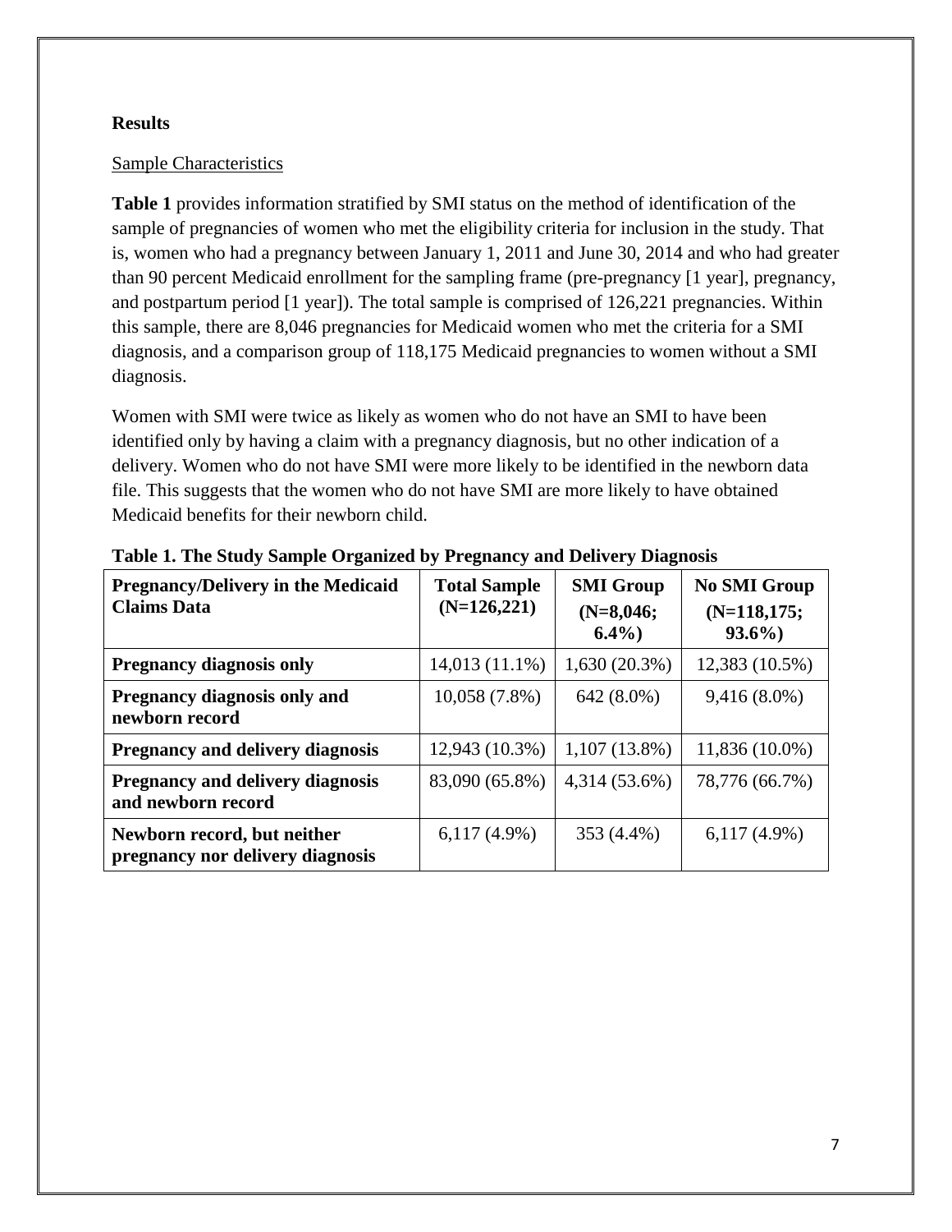## Results

Sample Characteristics

**Table 1** provides information stratified by SMI status on the method of identification of the sample of pregnancies of women who met the eligibility criteria for inclusion in the study. That is, women who had a pregnancy between January 1, 2011 and June 30, 2014 and who had greater than 90 percent Medicaid enrollment for the sampling frame (pre-pregnancy [1 year], pregnancy, and postpartum period [1 year]). The total sample is comprised of 126,221 pregnancies. Within this sample, there are 8,046 pregnancies for Medicaid women who met the criteria for a SMI diagnosis, and a comparison group of 118,175 Medicaid pregnancies to women without a SMI diagnosis.

Women with SMI were twice as likely as women who do not have an SMI to have been identified only by having a claim with a pregnancy diagnosis, but no other indication of a delivery. Women who do not have SMI were more likely to be identified in the newborn data file. This suggests that the women who do not have SMI are more likely to have obtained Medicaid benefits for their newborn child.

**Table 1. The Study Sample Organized by Pregnancy and Delivery Diagnosis**

| Pregnancy/Delivery in the Medicaid Claims Data | Total Sample (N=126,221) | SMI Group (N=8,046; 6.4%) | No SMI Group (N=118,175; 93.6%) |
|---|---|---|---|
| **Pregnancy diagnosis only** | 14,013 (11.1%) | 1,630 (20.3%) | 12,383 (10.5%) |
| **Pregnancy diagnosis only and newborn record** | 10,058 (7.8%) | 642 (8.0%) | 9,416 (8.0%) |
| **Pregnancy and delivery diagnosis** | 12,943 (10.3%) | 1,107 (13.8%) | 11,836 (10.0%) |
| **Pregnancy and delivery diagnosis and newborn record** | 83,090 (65.8%) | 4,314 (53.6%) | 78,776 (66.7%) |
| **Newborn record, but neither pregnancy nor delivery diagnosis** | 6,117 (4.9%) | 353 (4.4%) | 6,117 (4.9%) |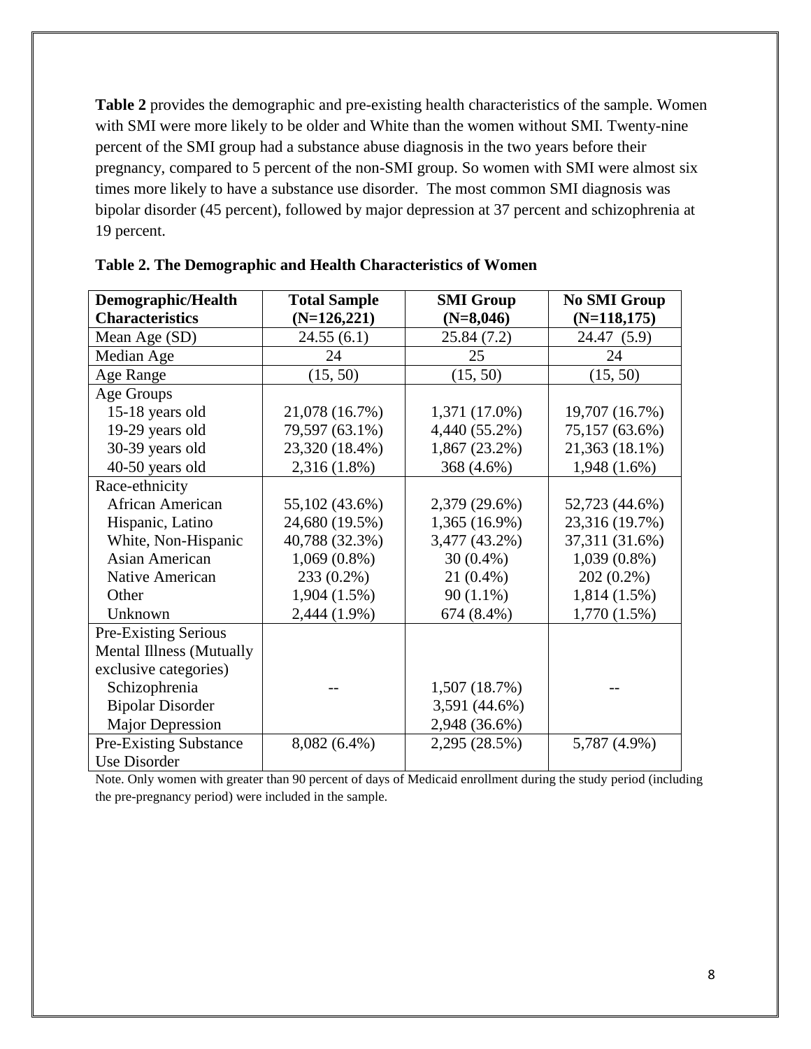**Table 2** provides the demographic and pre-existing health characteristics of the sample. Women with SMI were more likely to be older and White than the women without SMI. Twenty-nine percent of the SMI group had a substance abuse diagnosis in the two years before their pregnancy, compared to 5 percent of the non-SMI group. So women with SMI were almost six times more likely to have a substance use disorder. The most common SMI diagnosis was bipolar disorder (45 percent), followed by major depression at 37 percent and schizophrenia at 19 percent.

**Table 2. The Demographic and Health Characteristics of Women**

| Demographic/Health Characteristics | Total Sample (N=126,221) | SMI Group (N=8,046) | No SMI Group (N=118,175) |
|---|---|---|---|
| Mean Age (SD) | 24.55 (6.1) | 25.84 (7.2) | 24.47 (5.9) |
| Median Age | 24 | 25 | 24 |
| Age Range | (15, 50) | (15, 50) | (15, 50) |
| Age Groups | | | |
| 15-18 years old | 21,078 (16.7%) | 1,371 (17.0%) | 19,707 (16.7%) |
| 19-29 years old | 79,597 (63.1%) | 4,440 (55.2%) | 75,157 (63.6%) |
| 30-39 years old | 23,320 (18.4%) | 1,867 (23.2%) | 21,363 (18.1%) |
| 40-50 years old | 2,316 (1.8%) | 368 (4.6%) | 1,948 (1.6%) |
| Race-ethnicity | | | |
| African American | 55,102 (43.6%) | 2,379 (29.6%) | 52,723 (44.6%) |
| Hispanic, Latino | 24,680 (19.5%) | 1,365 (16.9%) | 23,316 (19.7%) |
| White, Non-Hispanic | 40,788 (32.3%) | 3,477 (43.2%) | 37,311 (31.6%) |
| Asian American | 1,069 (0.8%) | 30 (0.4%) | 1,039 (0.8%) |
| Native American | 233 (0.2%) | 21 (0.4%) | 202 (0.2%) |
| Other | 1,904 (1.5%) | 90 (1.1%) | 1,814 (1.5%) |
| Unknown | 2,444 (1.9%) | 674 (8.4%) | 1,770 (1.5%) |
| Pre-Existing Serious Mental Illness (Mutually exclusive categories) | -- | | -- |
| Schizophrenia | | 1,507 (18.7%) | |
| Bipolar Disorder | | 3,591 (44.6%) | |
| Major Depression | | 2,948 (36.6%) | |
| Pre-Existing Substance Use Disorder | 8,082 (6.4%) | 2,295 (28.5%) | 5,787 (4.9%) |

Note. Only women with greater than 90 percent of days of Medicaid enrollment during the study period (including the pre-pregnancy period) were included in the sample.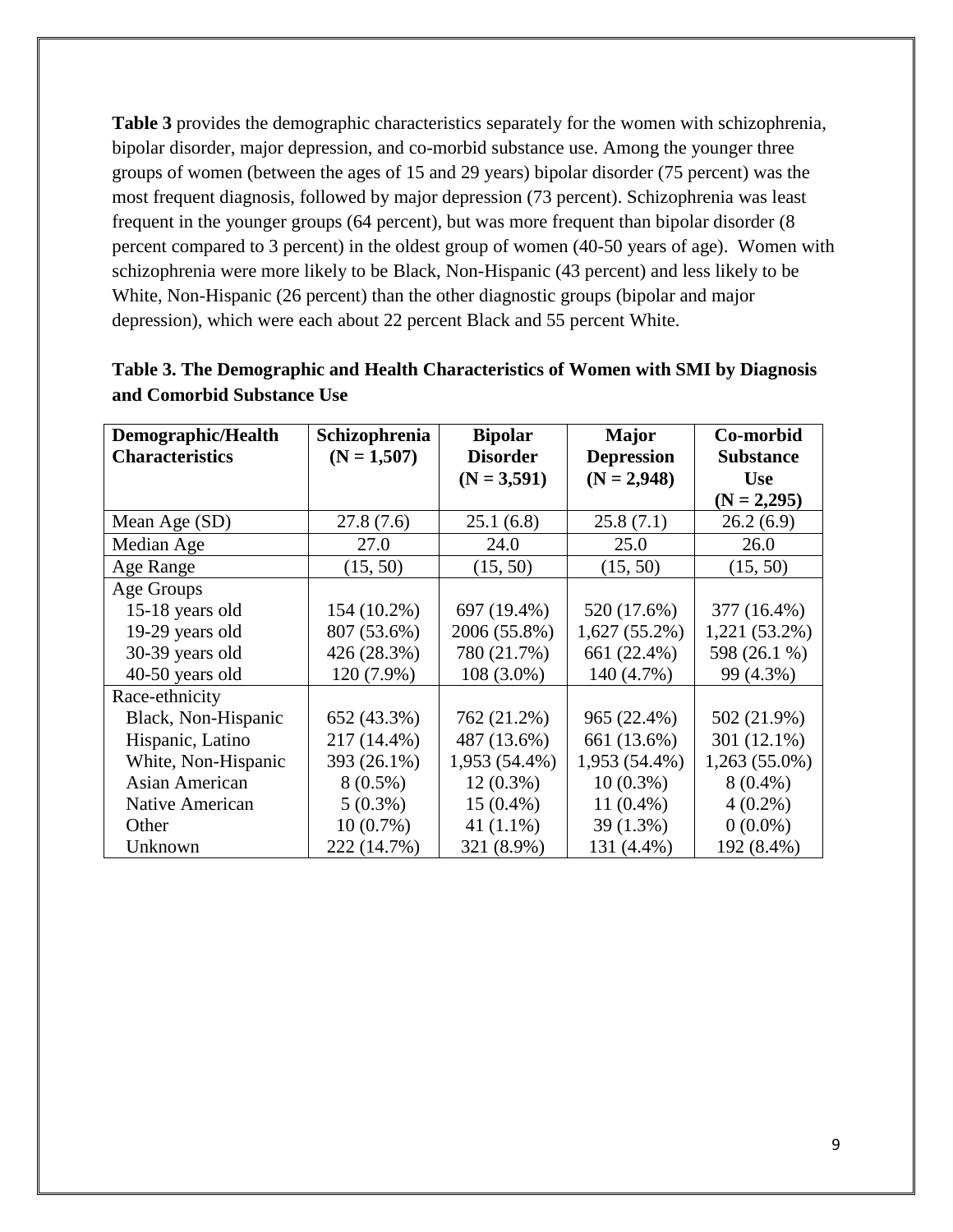**Table 3** provides the demographic characteristics separately for the women with schizophrenia, bipolar disorder, major depression, and co-morbid substance use. Among the younger three groups of women (between the ages of 15 and 29 years) bipolar disorder (75 percent) was the most frequent diagnosis, followed by major depression (73 percent). Schizophrenia was least frequent in the younger groups (64 percent), but was more frequent than bipolar disorder (8 percent compared to 3 percent) in the oldest group of women (40-50 years of age). Women with schizophrenia were more likely to be Black, Non-Hispanic (43 percent) and less likely to be White, Non-Hispanic (26 percent) than the other diagnostic groups (bipolar and major depression), which were each about 22 percent Black and 55 percent White.

**Table 3. The Demographic and Health Characteristics of Women with SMI by Diagnosis and Comorbid Substance Use**

| Demographic/Health Characteristics | Schizophrenia (N = 1,507) | Bipolar Disorder (N = 3,591) | Major Depression (N = 2,948) | Co-morbid Substance Use (N = 2,295) |
|---|---|---|---|---|
| Mean Age (SD) | 27.8 (7.6) | 25.1 (6.8) | 25.8 (7.1) | 26.2 (6.9) |
| Median Age | 27.0 | 24.0 | 25.0 | 26.0 |
| Age Range | (15, 50) | (15, 50) | (15, 50) | (15, 50) |
| Age Groups | | | | |
| 15-18 years old | 154 (10.2%) | 697 (19.4%) | 520 (17.6%) | 377 (16.4%) |
| 19-29 years old | 807 (53.6%) | 2006 (55.8%) | 1,627 (55.2%) | 1,221 (53.2%) |
| 30-39 years old | 426 (28.3%) | 780 (21.7%) | 661 (22.4%) | 598 (26.1 %) |
| 40-50 years old | 120 (7.9%) | 108 (3.0%) | 140 (4.7%) | 99 (4.3%) |
| Race-ethnicity | | | | |
| Black, Non-Hispanic | 652 (43.3%) | 762 (21.2%) | 965 (22.4%) | 502 (21.9%) |
| Hispanic, Latino | 217 (14.4%) | 487 (13.6%) | 661 (13.6%) | 301 (12.1%) |
| White, Non-Hispanic | 393 (26.1%) | 1,953 (54.4%) | 1,953 (54.4%) | 1,263 (55.0%) |
| Asian American | 8 (0.5%) | 12 (0.3%) | 10 (0.3%) | 8 (0.4%) |
| Native American | 5 (0.3%) | 15 (0.4%) | 11 (0.4%) | 4 (0.2%) |
| Other | 10 (0.7%) | 41 (1.1%) | 39 (1.3%) | 0 (0.0%) |
| Unknown | 222 (14.7%) | 321 (8.9%) | 131 (4.4%) | 192 (8.4%) |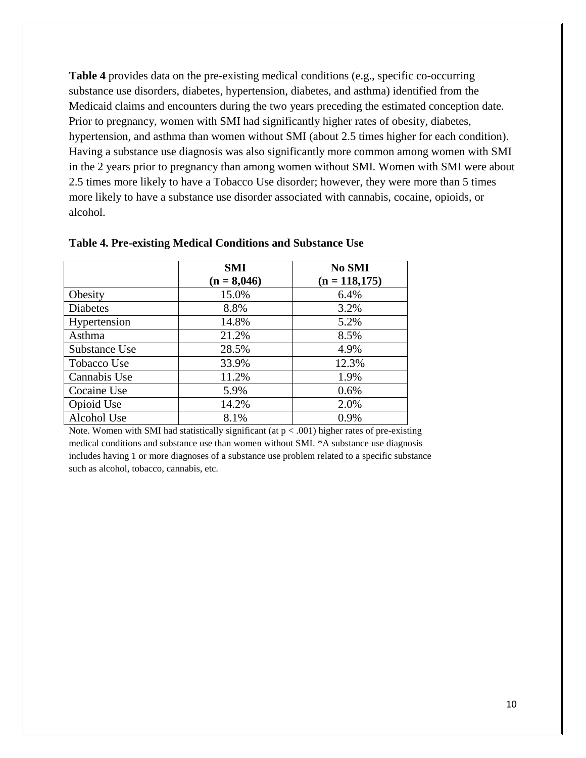**Table 4** provides data on the pre-existing medical conditions (e.g., specific co-occurring substance use disorders, diabetes, hypertension, diabetes, and asthma) identified from the Medicaid claims and encounters during the two years preceding the estimated conception date. Prior to pregnancy, women with SMI had significantly higher rates of obesity, diabetes, hypertension, and asthma than women without SMI (about 2.5 times higher for each condition). Having a substance use diagnosis was also significantly more common among women with SMI in the 2 years prior to pregnancy than among women without SMI. Women with SMI were about 2.5 times more likely to have a Tobacco Use disorder; however, they were more than 5 times more likely to have a substance use disorder associated with cannabis, cocaine, opioids, or alcohol.

**Table 4. Pre-existing Medical Conditions and Substance Use**

| | **SMI (n = 8,046)** | **No SMI (n = 118,175)** |
|---|---|---|
| Obesity | 15.0% | 6.4% |
| Diabetes | 8.8% | 3.2% |
| Hypertension | 14.8% | 5.2% |
| Asthma | 21.2% | 8.5% |
| Substance Use | 28.5% | 4.9% |
| Tobacco Use | 33.9% | 12.3% |
| Cannabis Use | 11.2% | 1.9% |
| Cocaine Use | 5.9% | 0.6% |
| Opioid Use | 14.2% | 2.0% |
| Alcohol Use | 8.1% | 0.9% |

Note. Women with SMI had statistically significant (at $p < .001$) higher rates of pre-existing medical conditions and substance use than women without SMI. *A substance use diagnosis includes having 1 or more diagnoses of a substance use problem related to a specific substance such as alcohol, tobacco, cannabis, etc.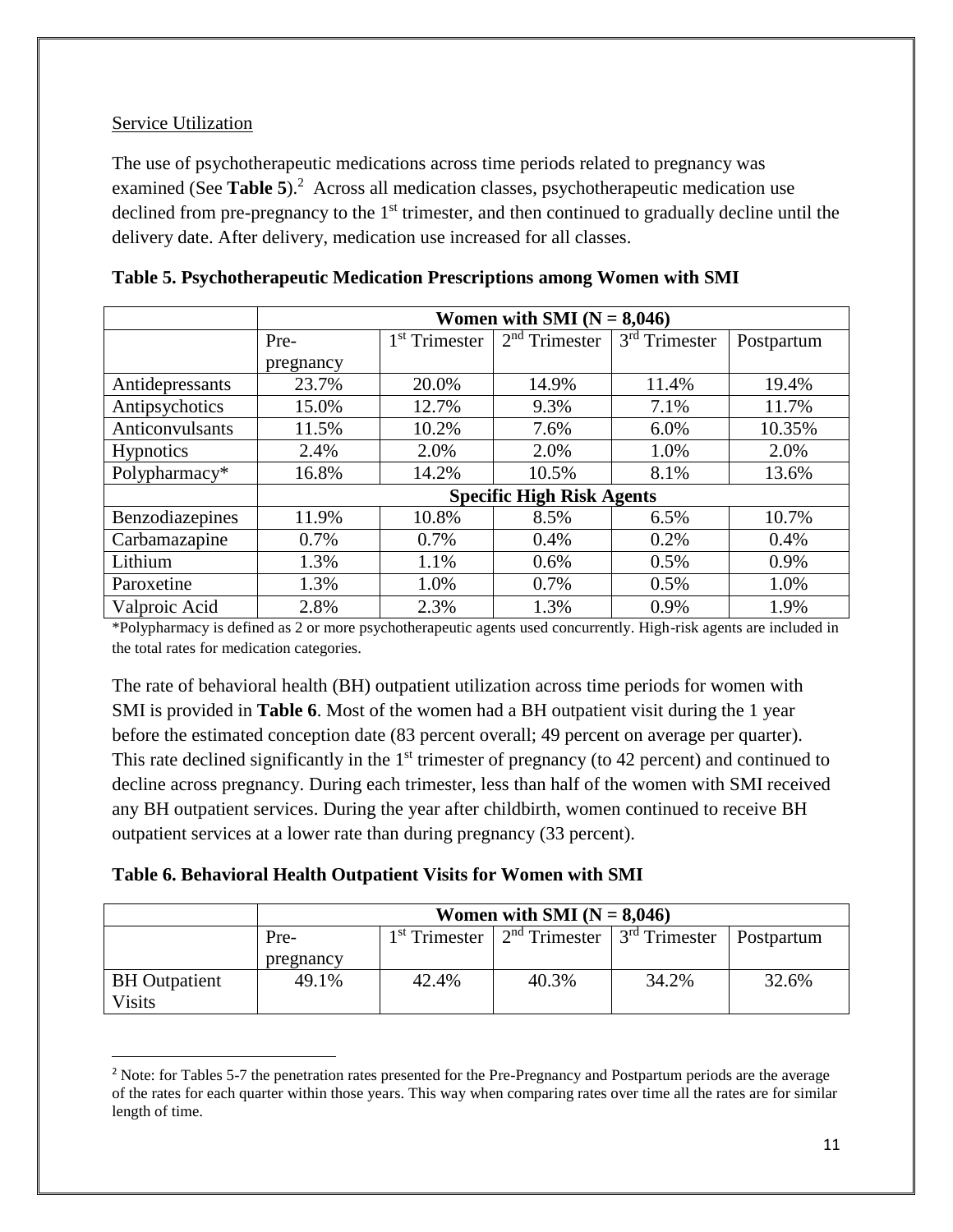Service Utilization

The use of psychotherapeutic medications across time periods related to pregnancy was examined (See **Table 5**).[2] Across all medication classes, psychotherapeutic medication use declined from pre-pregnancy to the 1st trimester, and then continued to gradually decline until the delivery date. After delivery, medication use increased for all classes.

**Table 5. Psychotherapeutic Medication Prescriptions among Women with SMI**

| | **Women with SMI (N = 8,046)** | | | | |
|---|---|---|---|---|---|
| | Pre-pregnancy | 1st Trimester | 2nd Trimester | 3rd Trimester | Postpartum |
| Antidepressants | 23.7% | 20.0% | 14.9% | 11.4% | 19.4% |
| Antipsychotics | 15.0% | 12.7% | 9.3% | 7.1% | 11.7% |
| Anticonvulsants | 11.5% | 10.2% | 7.6% | 6.0% | 10.35% |
| Hypnotics | 2.4% | 2.0% | 2.0% | 1.0% | 2.0% |
| Polypharmacy* | 16.8% | 14.2% | 10.5% | 8.1% | 13.6% |
| | **Specific High Risk Agents** | | | | |
| Benzodiazepines | 11.9% | 10.8% | 8.5% | 6.5% | 10.7% |
| Carbamazapine | 0.7% | 0.7% | 0.4% | 0.2% | 0.4% |
| Lithium | 1.3% | 1.1% | 0.6% | 0.5% | 0.9% |
| Paroxetine | 1.3% | 1.0% | 0.7% | 0.5% | 1.0% |
| Valproic Acid | 2.8% | 2.3% | 1.3% | 0.9% | 1.9% |

*Polypharmacy is defined as 2 or more psychotherapeutic agents used concurrently. High-risk agents are included in the total rates for medication categories.

The rate of behavioral health (BH) outpatient utilization across time periods for women with SMI is provided in **Table 6**. Most of the women had a BH outpatient visit during the 1 year before the estimated conception date (83 percent overall; 49 percent on average per quarter). This rate declined significantly in the 1st trimester of pregnancy (to 42 percent) and continued to decline across pregnancy. During each trimester, less than half of the women with SMI received any BH outpatient services. During the year after childbirth, women continued to receive BH outpatient services at a lower rate than during pregnancy (33 percent).

**Table 6. Behavioral Health Outpatient Visits for Women with SMI**

| | **Women with SMI (N = 8,046)** | | | | |
|---|---|---|---|---|---|
| | Pre-pregnancy | 1st Trimester | 2nd Trimester | 3rd Trimester | Postpartum |
| BH Outpatient Visits | 49.1% | 42.4% | 40.3% | 34.2% | 32.6% |

[2] Note: for Tables 5-7 the penetration rates presented for the Pre-Pregnancy and Postpartum periods are the average of the rates for each quarter within those years. This way when comparing rates over time all the rates are for similar length of time.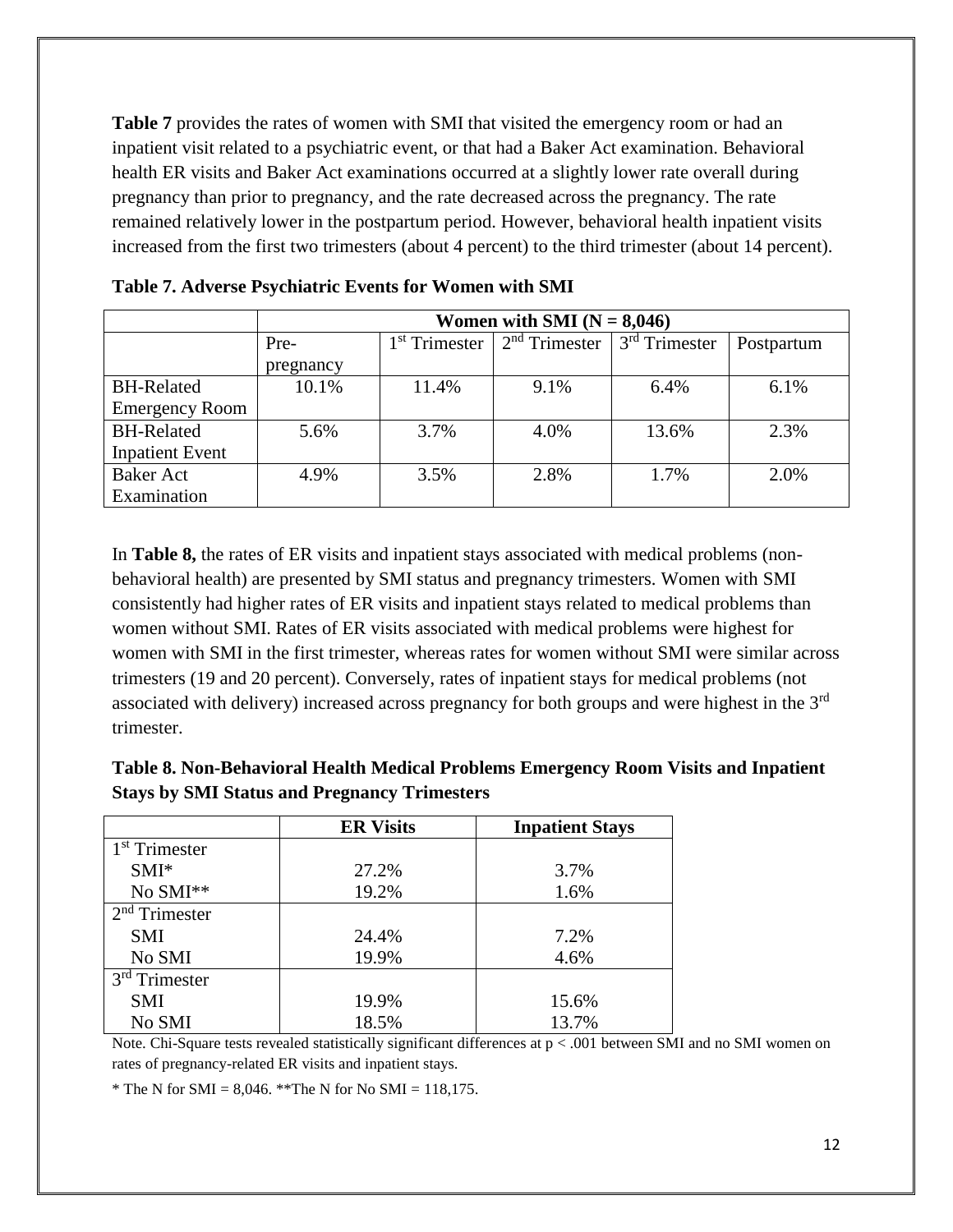**Table 7** provides the rates of women with SMI that visited the emergency room or had an inpatient visit related to a psychiatric event, or that had a Baker Act examination. Behavioral health ER visits and Baker Act examinations occurred at a slightly lower rate overall during pregnancy than prior to pregnancy, and the rate decreased across the pregnancy. The rate remained relatively lower in the postpartum period. However, behavioral health inpatient visits increased from the first two trimesters (about 4 percent) to the third trimester (about 14 percent).

**Table 7. Adverse Psychiatric Events for Women with SMI**

| | Women with SMI (N = 8,046) | | | | |
|---|---|---|---|---|---|
| | Pre-pregnancy | 1st Trimester | 2nd Trimester | 3rd Trimester | Postpartum |
| BH-Related Emergency Room | 10.1% | 11.4% | 9.1% | 6.4% | 6.1% |
| BH-Related Inpatient Event | 5.6% | 3.7% | 4.0% | 13.6% | 2.3% |
| Baker Act Examination | 4.9% | 3.5% | 2.8% | 1.7% | 2.0% |

In **Table 8,** the rates of ER visits and inpatient stays associated with medical problems (non-behavioral health) are presented by SMI status and pregnancy trimesters. Women with SMI consistently had higher rates of ER visits and inpatient stays related to medical problems than women without SMI. Rates of ER visits associated with medical problems were highest for women with SMI in the first trimester, whereas rates for women without SMI were similar across trimesters (19 and 20 percent). Conversely, rates of inpatient stays for medical problems (not associated with delivery) increased across pregnancy for both groups and were highest in the 3rd trimester.

**Table 8. Non-Behavioral Health Medical Problems Emergency Room Visits and Inpatient Stays by SMI Status and Pregnancy Trimesters**

| | ER Visits | Inpatient Stays |
|---|---|---|
| 1st Trimester | | |
| SMI* | 27.2% | 3.7% |
| No SMI** | 19.2% | 1.6% |
| 2nd Trimester | | |
| SMI | 24.4% | 7.2% |
| No SMI | 19.9% | 4.6% |
| 3rd Trimester | | |
| SMI | 19.9% | 15.6% |
| No SMI | 18.5% | 13.7% |

Note. Chi-Square tests revealed statistically significant differences at $p < .001$ between SMI and no SMI women on rates of pregnancy-related ER visits and inpatient stays.

* The N for SMI = 8,046. **The N for No SMI = 118,175.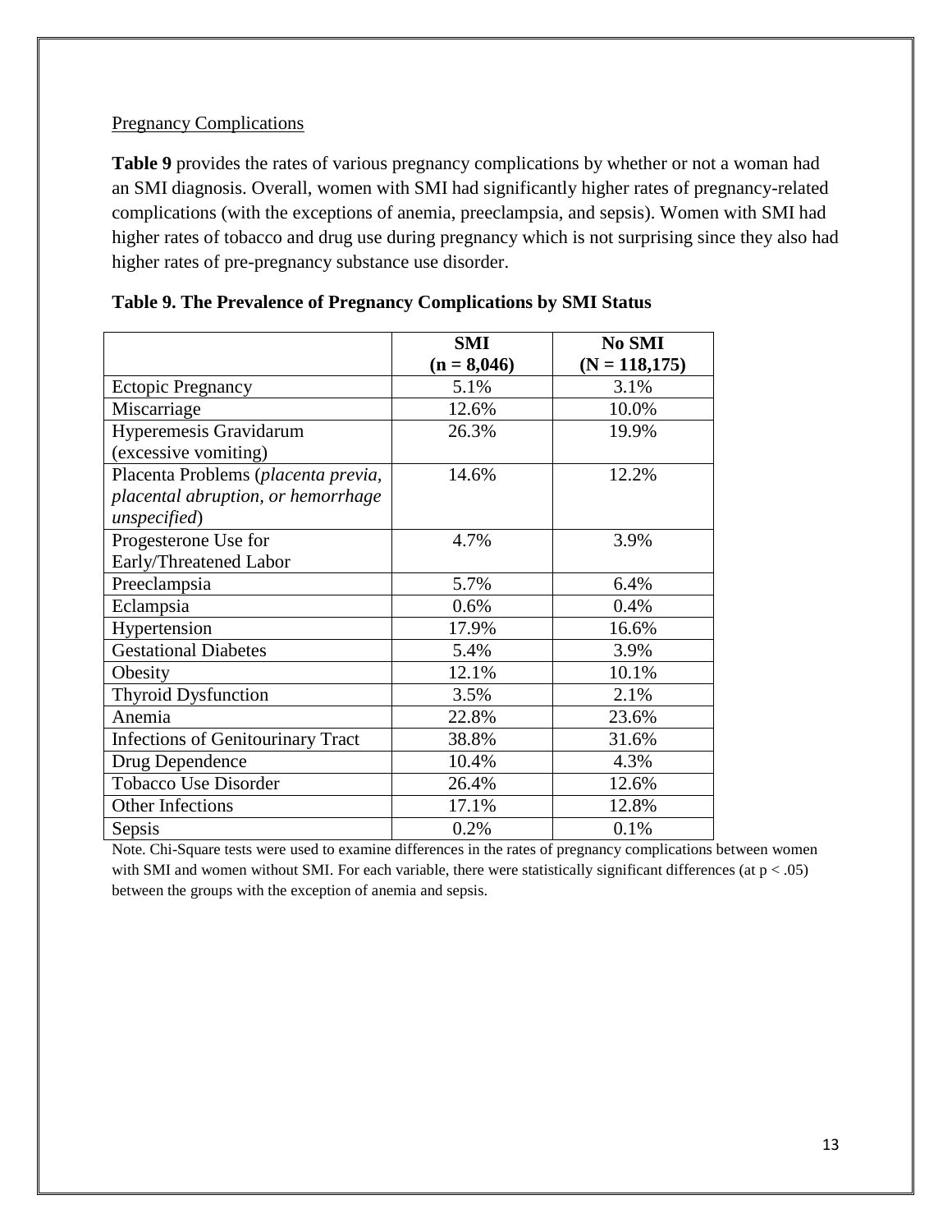## Pregnancy Complications

**Table 9** provides the rates of various pregnancy complications by whether or not a woman had an SMI diagnosis. Overall, women with SMI had significantly higher rates of pregnancy-related complications (with the exceptions of anemia, preeclampsia, and sepsis). Women with SMI had higher rates of tobacco and drug use during pregnancy which is not surprising since they also had higher rates of pre-pregnancy substance use disorder.

**Table 9. The Prevalence of Pregnancy Complications by SMI Status**

| | **SMI (n = 8,046)** | **No SMI (N = 118,175)** |
|---|---|---|
| Ectopic Pregnancy | 5.1% | 3.1% |
| Miscarriage | 12.6% | 10.0% |
| Hyperemesis Gravidarum (excessive vomiting) | 26.3% | 19.9% |
| Placenta Problems (*placenta previa, placental abruption, or hemorrhage unspecified*) | 14.6% | 12.2% |
| Progesterone Use for Early/Threatened Labor | 4.7% | 3.9% |
| Preeclampsia | 5.7% | 6.4% |
| Eclampsia | 0.6% | 0.4% |
| Hypertension | 17.9% | 16.6% |
| Gestational Diabetes | 5.4% | 3.9% |
| Obesity | 12.1% | 10.1% |
| Thyroid Dysfunction | 3.5% | 2.1% |
| Anemia | 22.8% | 23.6% |
| Infections of Genitourinary Tract | 38.8% | 31.6% |
| Drug Dependence | 10.4% | 4.3% |
| Tobacco Use Disorder | 26.4% | 12.6% |
| Other Infections | 17.1% | 12.8% |
| Sepsis | 0.2% | 0.1% |

Note. Chi-Square tests were used to examine differences in the rates of pregnancy complications between women with SMI and women without SMI. For each variable, there were statistically significant differences (at $p < .05$) between the groups with the exception of anemia and sepsis.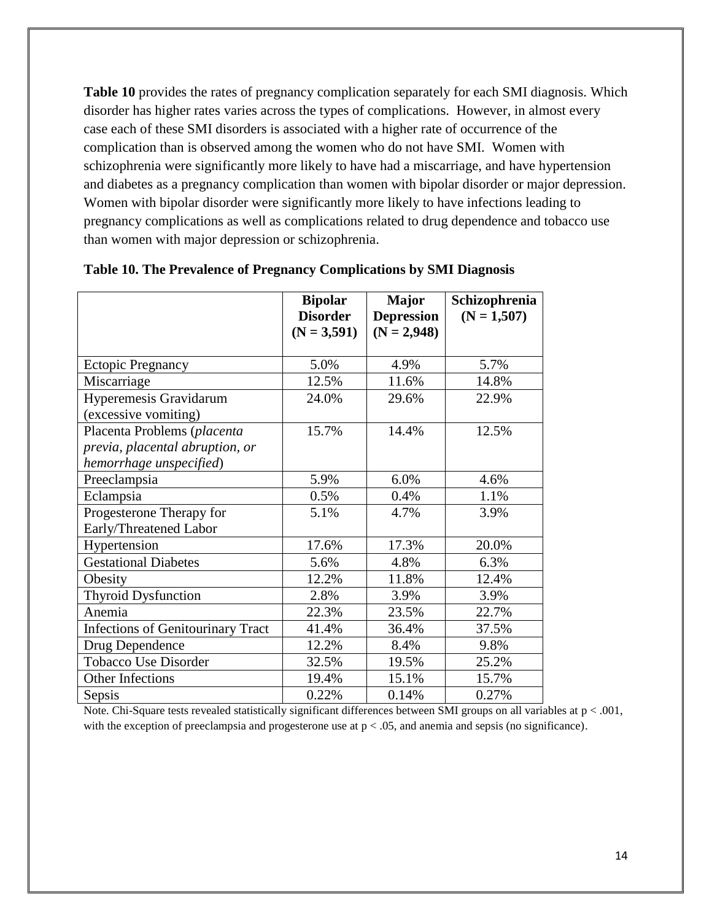**Table 10** provides the rates of pregnancy complication separately for each SMI diagnosis. Which disorder has higher rates varies across the types of complications. However, in almost every case each of these SMI disorders is associated with a higher rate of occurrence of the complication than is observed among the women who do not have SMI. Women with schizophrenia were significantly more likely to have had a miscarriage, and have hypertension and diabetes as a pregnancy complication than women with bipolar disorder or major depression. Women with bipolar disorder were significantly more likely to have infections leading to pregnancy complications as well as complications related to drug dependence and tobacco use than women with major depression or schizophrenia.

**Table 10. The Prevalence of Pregnancy Complications by SMI Diagnosis**

| | Bipolar Disorder (N = 3,591) | Major Depression (N = 2,948) | Schizophrenia (N = 1,507) |
|---|---|---|---|
| Ectopic Pregnancy | 5.0% | 4.9% | 5.7% |
| Miscarriage | 12.5% | 11.6% | 14.8% |
| Hyperemesis Gravidarum (excessive vomiting) | 24.0% | 29.6% | 22.9% |
| Placenta Problems (*placenta previa, placental abruption, or hemorrhage unspecified*) | 15.7% | 14.4% | 12.5% |
| Preeclampsia | 5.9% | 6.0% | 4.6% |
| Eclampsia | 0.5% | 0.4% | 1.1% |
| Progesterone Therapy for Early/Threatened Labor | 5.1% | 4.7% | 3.9% |
| Hypertension | 17.6% | 17.3% | 20.0% |
| Gestational Diabetes | 5.6% | 4.8% | 6.3% |
| Obesity | 12.2% | 11.8% | 12.4% |
| Thyroid Dysfunction | 2.8% | 3.9% | 3.9% |
| Anemia | 22.3% | 23.5% | 22.7% |
| Infections of Genitourinary Tract | 41.4% | 36.4% | 37.5% |
| Drug Dependence | 12.2% | 8.4% | 9.8% |
| Tobacco Use Disorder | 32.5% | 19.5% | 25.2% |
| Other Infections | 19.4% | 15.1% | 15.7% |
| Sepsis | 0.22% | 0.14% | 0.27% |

Note. Chi-Square tests revealed statistically significant differences between SMI groups on all variables at $p < .001$, with the exception of preeclampsia and progesterone use at $p < .05$, and anemia and sepsis (no significance).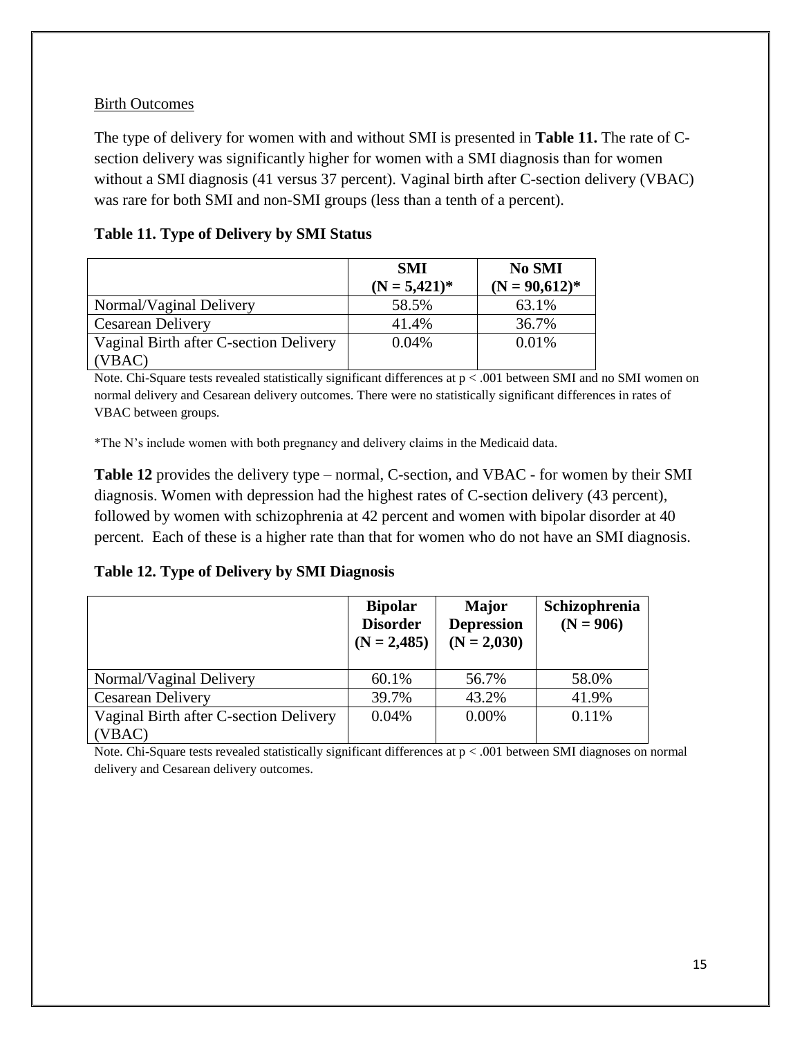Birth Outcomes

The type of delivery for women with and without SMI is presented in **Table 11.** The rate of C-section delivery was significantly higher for women with a SMI diagnosis than for women without a SMI diagnosis (41 versus 37 percent). Vaginal birth after C-section delivery (VBAC) was rare for both SMI and non-SMI groups (less than a tenth of a percent).

**Table 11. Type of Delivery by SMI Status**

| | SMI (N = 5,421)* | No SMI (N = 90,612)* |
|---|---|---|
| Normal/Vaginal Delivery | 58.5% | 63.1% |
| Cesarean Delivery | 41.4% | 36.7% |
| Vaginal Birth after C-section Delivery (VBAC) | 0.04% | 0.01% |

Note. Chi-Square tests revealed statistically significant differences at $p < .001$ between SMI and no SMI women on normal delivery and Cesarean delivery outcomes. There were no statistically significant differences in rates of VBAC between groups.

*The N's include women with both pregnancy and delivery claims in the Medicaid data.

**Table 12** provides the delivery type – normal, C-section, and VBAC - for women by their SMI diagnosis. Women with depression had the highest rates of C-section delivery (43 percent), followed by women with schizophrenia at 42 percent and women with bipolar disorder at 40 percent. Each of these is a higher rate than that for women who do not have an SMI diagnosis.

**Table 12. Type of Delivery by SMI Diagnosis**

| | Bipolar Disorder (N = 2,485) | Major Depression (N = 2,030) | Schizophrenia (N = 906) |
|---|---|---|---|
| Normal/Vaginal Delivery | 60.1% | 56.7% | 58.0% |
| Cesarean Delivery | 39.7% | 43.2% | 41.9% |
| Vaginal Birth after C-section Delivery (VBAC) | 0.04% | 0.00% | 0.11% |

Note. Chi-Square tests revealed statistically significant differences at $p < .001$ between SMI diagnoses on normal delivery and Cesarean delivery outcomes.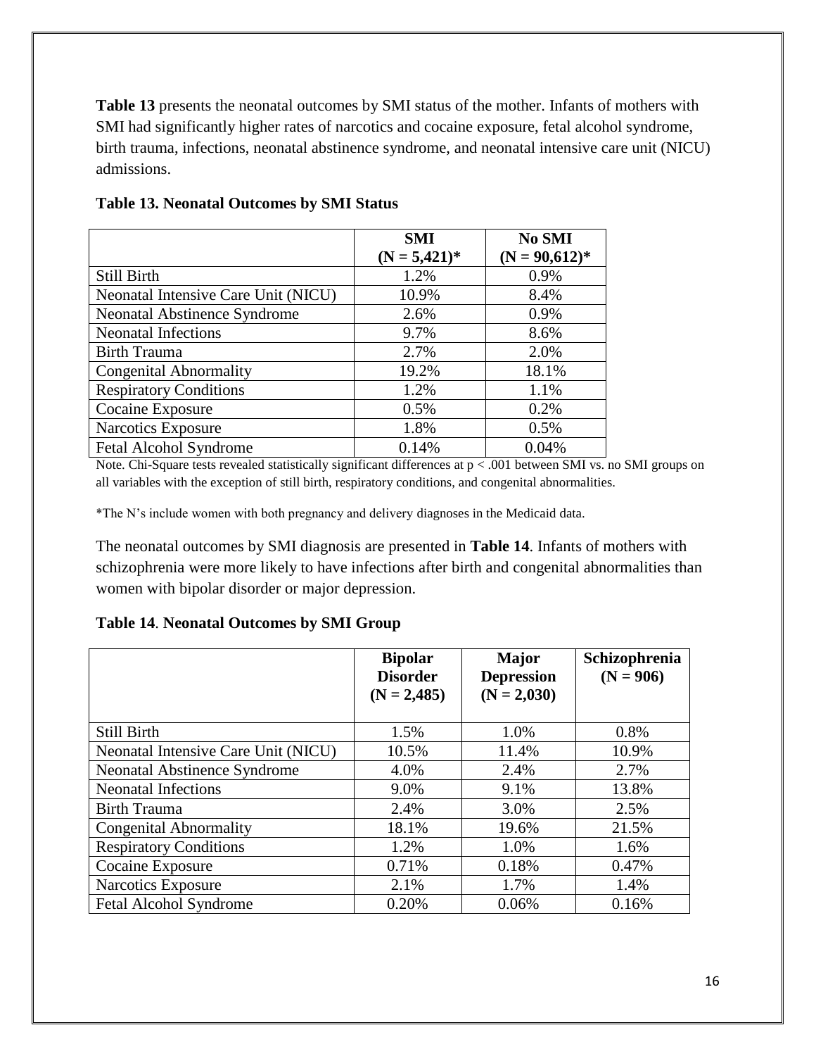**Table 13** presents the neonatal outcomes by SMI status of the mother. Infants of mothers with SMI had significantly higher rates of narcotics and cocaine exposure, fetal alcohol syndrome, birth trauma, infections, neonatal abstinence syndrome, and neonatal intensive care unit (NICU) admissions.

**Table 13. Neonatal Outcomes by SMI Status**

| | **SMI (N = 5,421)*** | **No SMI (N = 90,612)*** |
|---|---|---|
| Still Birth | 1.2% | 0.9% |
| Neonatal Intensive Care Unit (NICU) | 10.9% | 8.4% |
| Neonatal Abstinence Syndrome | 2.6% | 0.9% |
| Neonatal Infections | 9.7% | 8.6% |
| Birth Trauma | 2.7% | 2.0% |
| Congenital Abnormality | 19.2% | 18.1% |
| Respiratory Conditions | 1.2% | 1.1% |
| Cocaine Exposure | 0.5% | 0.2% |
| Narcotics Exposure | 1.8% | 0.5% |
| Fetal Alcohol Syndrome | 0.14% | 0.04% |

Note. Chi-Square tests revealed statistically significant differences at $p < .001$ between SMI vs. no SMI groups on all variables with the exception of still birth, respiratory conditions, and congenital abnormalities.

*The N's include women with both pregnancy and delivery diagnoses in the Medicaid data.

The neonatal outcomes by SMI diagnosis are presented in **Table 14**. Infants of mothers with schizophrenia were more likely to have infections after birth and congenital abnormalities than women with bipolar disorder or major depression.

**Table 14. Neonatal Outcomes by SMI Group**

| | **Bipolar Disorder (N = 2,485)** | **Major Depression (N = 2,030)** | **Schizophrenia (N = 906)** |
|---|---|---|---|
| Still Birth | 1.5% | 1.0% | 0.8% |
| Neonatal Intensive Care Unit (NICU) | 10.5% | 11.4% | 10.9% |
| Neonatal Abstinence Syndrome | 4.0% | 2.4% | 2.7% |
| Neonatal Infections | 9.0% | 9.1% | 13.8% |
| Birth Trauma | 2.4% | 3.0% | 2.5% |
| Congenital Abnormality | 18.1% | 19.6% | 21.5% |
| Respiratory Conditions | 1.2% | 1.0% | 1.6% |
| Cocaine Exposure | 0.71% | 0.18% | 0.47% |
| Narcotics Exposure | 2.1% | 1.7% | 1.4% |
| Fetal Alcohol Syndrome | 0.20% | 0.06% | 0.16% |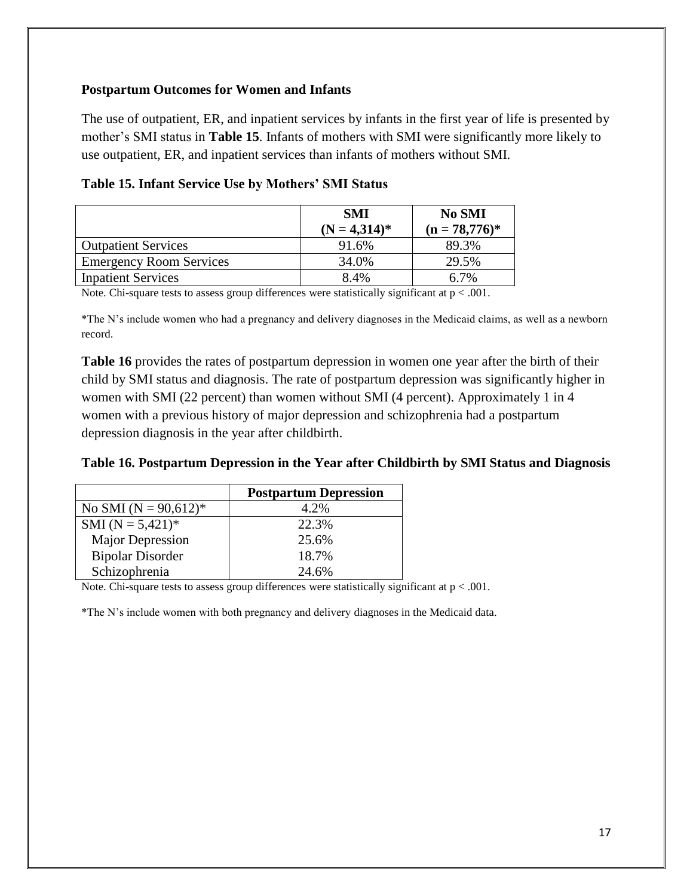### Postpartum Outcomes for Women and Infants

The use of outpatient, ER, and inpatient services by infants in the first year of life is presented by mother's SMI status in **Table 15**. Infants of mothers with SMI were significantly more likely to use outpatient, ER, and inpatient services than infants of mothers without SMI.

**Table 15. Infant Service Use by Mothers' SMI Status**

| | SMI (N = 4,314)* | No SMI (n = 78,776)* |
|---|---|---|
| Outpatient Services | 91.6% | 89.3% |
| Emergency Room Services | 34.0% | 29.5% |
| Inpatient Services | 8.4% | 6.7% |

Note. Chi-square tests to assess group differences were statistically significant at $p < .001$.

*The N's include women who had a pregnancy and delivery diagnoses in the Medicaid claims, as well as a newborn record.

**Table 16** provides the rates of postpartum depression in women one year after the birth of their child by SMI status and diagnosis. The rate of postpartum depression was significantly higher in women with SMI (22 percent) than women without SMI (4 percent). Approximately 1 in 4 women with a previous history of major depression and schizophrenia had a postpartum depression diagnosis in the year after childbirth.

**Table 16. Postpartum Depression in the Year after Childbirth by SMI Status and Diagnosis**

| | Postpartum Depression |
|---|---|
| No SMI (N = 90,612)* | 4.2% |
| SMI (N = 5,421)* | 22.3% |
| Major Depression | 25.6% |
| Bipolar Disorder | 18.7% |
| Schizophrenia | 24.6% |

Note. Chi-square tests to assess group differences were statistically significant at $p < .001$.

*The N's include women with both pregnancy and delivery diagnoses in the Medicaid data.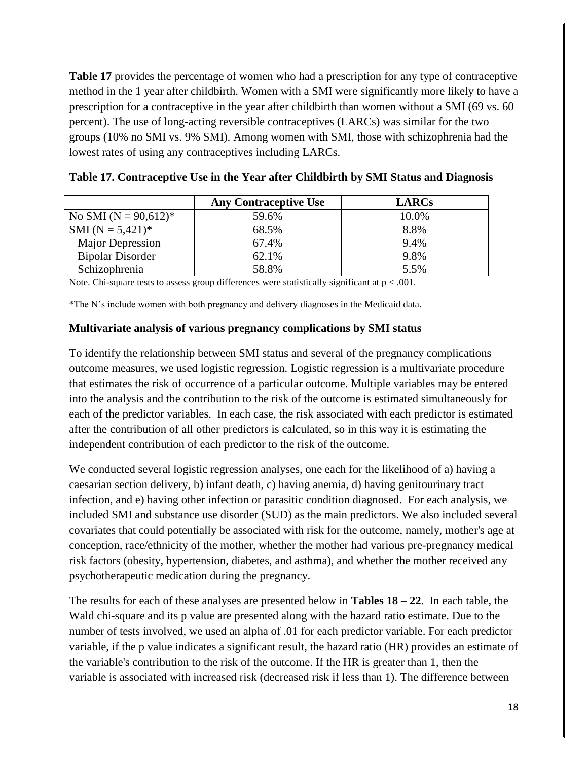**Table 17** provides the percentage of women who had a prescription for any type of contraceptive method in the 1 year after childbirth. Women with a SMI were significantly more likely to have a prescription for a contraceptive in the year after childbirth than women without a SMI (69 vs. 60 percent). The use of long-acting reversible contraceptives (LARCs) was similar for the two groups (10% no SMI vs. 9% SMI). Among women with SMI, those with schizophrenia had the lowest rates of using any contraceptives including LARCs.

**Table 17. Contraceptive Use in the Year after Childbirth by SMI Status and Diagnosis**

| | Any Contraceptive Use | LARCs |
|---|---|---|
| No SMI (N = 90,612)* | 59.6% | 10.0% |
| SMI (N = 5,421)* | 68.5% | 8.8% |
| Major Depression | 67.4% | 9.4% |
| Bipolar Disorder | 62.1% | 9.8% |
| Schizophrenia | 58.8% | 5.5% |

Note. Chi-square tests to assess group differences were statistically significant at $p < .001$.

*The N's include women with both pregnancy and delivery diagnoses in the Medicaid data.

**Multivariate analysis of various pregnancy complications by SMI status**

To identify the relationship between SMI status and several of the pregnancy complications outcome measures, we used logistic regression. Logistic regression is a multivariate procedure that estimates the risk of occurrence of a particular outcome. Multiple variables may be entered into the analysis and the contribution to the risk of the outcome is estimated simultaneously for each of the predictor variables. In each case, the risk associated with each predictor is estimated after the contribution of all other predictors is calculated, so in this way it is estimating the independent contribution of each predictor to the risk of the outcome.

We conducted several logistic regression analyses, one each for the likelihood of a) having a caesarian section delivery, b) infant death, c) having anemia, d) having genitourinary tract infection, and e) having other infection or parasitic condition diagnosed. For each analysis, we included SMI and substance use disorder (SUD) as the main predictors. We also included several covariates that could potentially be associated with risk for the outcome, namely, mother's age at conception, race/ethnicity of the mother, whether the mother had various pre-pregnancy medical risk factors (obesity, hypertension, diabetes, and asthma), and whether the mother received any psychotherapeutic medication during the pregnancy.

The results for each of these analyses are presented below in **Tables 18 – 22**. In each table, the Wald chi-square and its p value are presented along with the hazard ratio estimate. Due to the number of tests involved, we used an alpha of .01 for each predictor variable. For each predictor variable, if the p value indicates a significant result, the hazard ratio (HR) provides an estimate of the variable's contribution to the risk of the outcome. If the HR is greater than 1, then the variable is associated with increased risk (decreased risk if less than 1). The difference between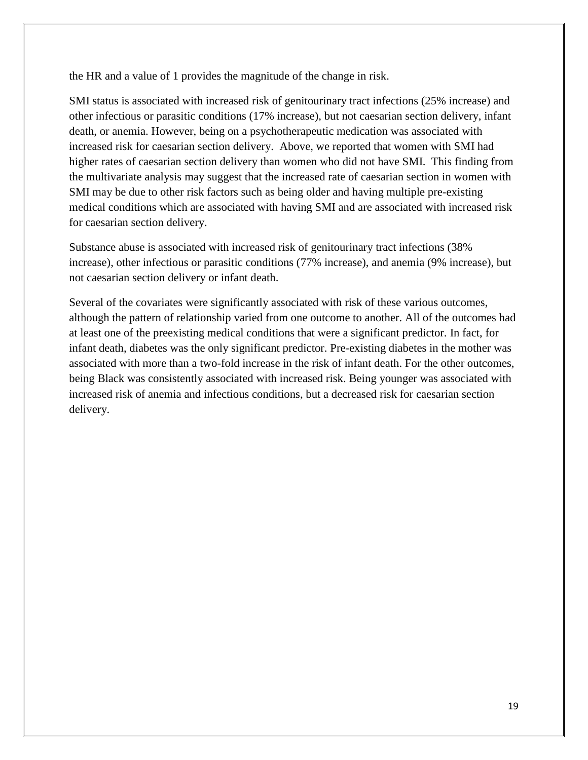the HR and a value of 1 provides the magnitude of the change in risk.

SMI status is associated with increased risk of genitourinary tract infections (25% increase) and other infectious or parasitic conditions (17% increase), but not caesarian section delivery, infant death, or anemia. However, being on a psychotherapeutic medication was associated with increased risk for caesarian section delivery. Above, we reported that women with SMI had higher rates of caesarian section delivery than women who did not have SMI. This finding from the multivariate analysis may suggest that the increased rate of caesarian section in women with SMI may be due to other risk factors such as being older and having multiple pre-existing medical conditions which are associated with having SMI and are associated with increased risk for caesarian section delivery.

Substance abuse is associated with increased risk of genitourinary tract infections (38% increase), other infectious or parasitic conditions (77% increase), and anemia (9% increase), but not caesarian section delivery or infant death.

Several of the covariates were significantly associated with risk of these various outcomes, although the pattern of relationship varied from one outcome to another. All of the outcomes had at least one of the preexisting medical conditions that were a significant predictor. In fact, for infant death, diabetes was the only significant predictor. Pre-existing diabetes in the mother was associated with more than a two-fold increase in the risk of infant death. For the other outcomes, being Black was consistently associated with increased risk. Being younger was associated with increased risk of anemia and infectious conditions, but a decreased risk for caesarian section delivery.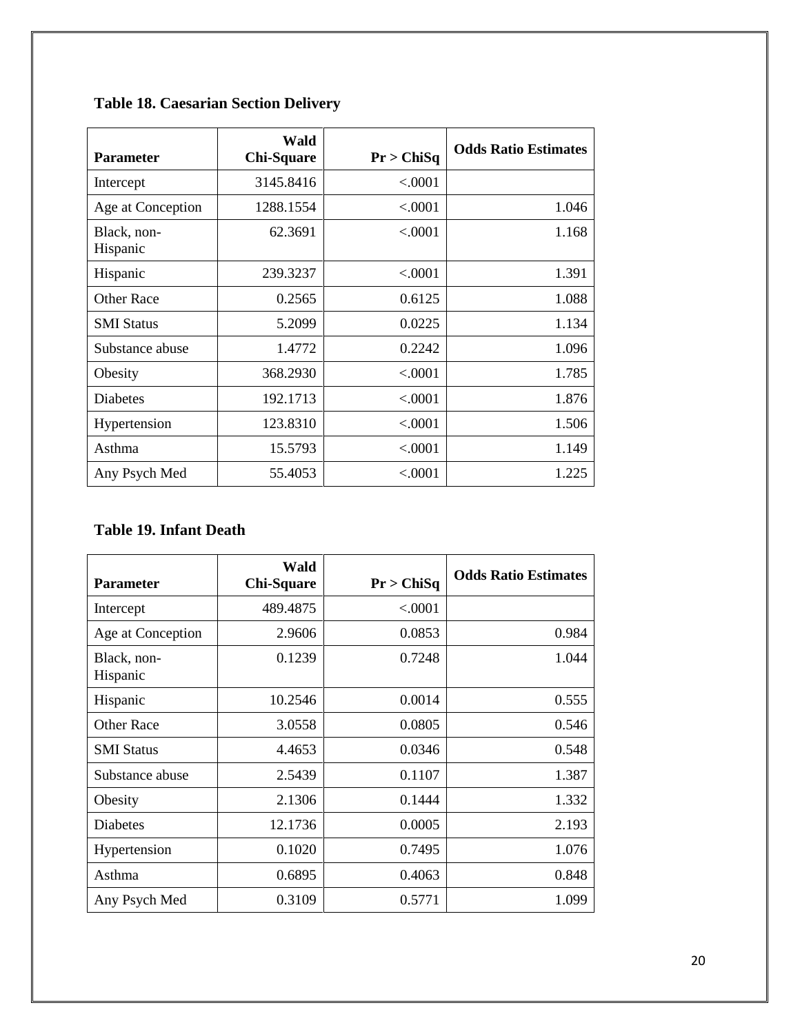**Table 18. Caesarian Section Delivery**

| Parameter | Wald Chi-Square | Pr > ChiSq | Odds Ratio Estimates |
|---|---|---|---|
| Intercept | 3145.8416 | <.0001 | |
| Age at Conception | 1288.1554 | <.0001 | 1.046 |
| Black, non-Hispanic | 62.3691 | <.0001 | 1.168 |
| Hispanic | 239.3237 | <.0001 | 1.391 |
| Other Race | 0.2565 | 0.6125 | 1.088 |
| SMI Status | 5.2099 | 0.0225 | 1.134 |
| Substance abuse | 1.4772 | 0.2242 | 1.096 |
| Obesity | 368.2930 | <.0001 | 1.785 |
| Diabetes | 192.1713 | <.0001 | 1.876 |
| Hypertension | 123.8310 | <.0001 | 1.506 |
| Asthma | 15.5793 | <.0001 | 1.149 |
| Any Psych Med | 55.4053 | <.0001 | 1.225 |

**Table 19. Infant Death**

| Parameter | Wald Chi-Square | Pr > ChiSq | Odds Ratio Estimates |
|---|---|---|---|
| Intercept | 489.4875 | <.0001 | |
| Age at Conception | 2.9606 | 0.0853 | 0.984 |
| Black, non-Hispanic | 0.1239 | 0.7248 | 1.044 |
| Hispanic | 10.2546 | 0.0014 | 0.555 |
| Other Race | 3.0558 | 0.0805 | 0.546 |
| SMI Status | 4.4653 | 0.0346 | 0.548 |
| Substance abuse | 2.5439 | 0.1107 | 1.387 |
| Obesity | 2.1306 | 0.1444 | 1.332 |
| Diabetes | 12.1736 | 0.0005 | 2.193 |
| Hypertension | 0.1020 | 0.7495 | 1.076 |
| Asthma | 0.6895 | 0.4063 | 0.848 |
| Any Psych Med | 0.3109 | 0.5771 | 1.099 |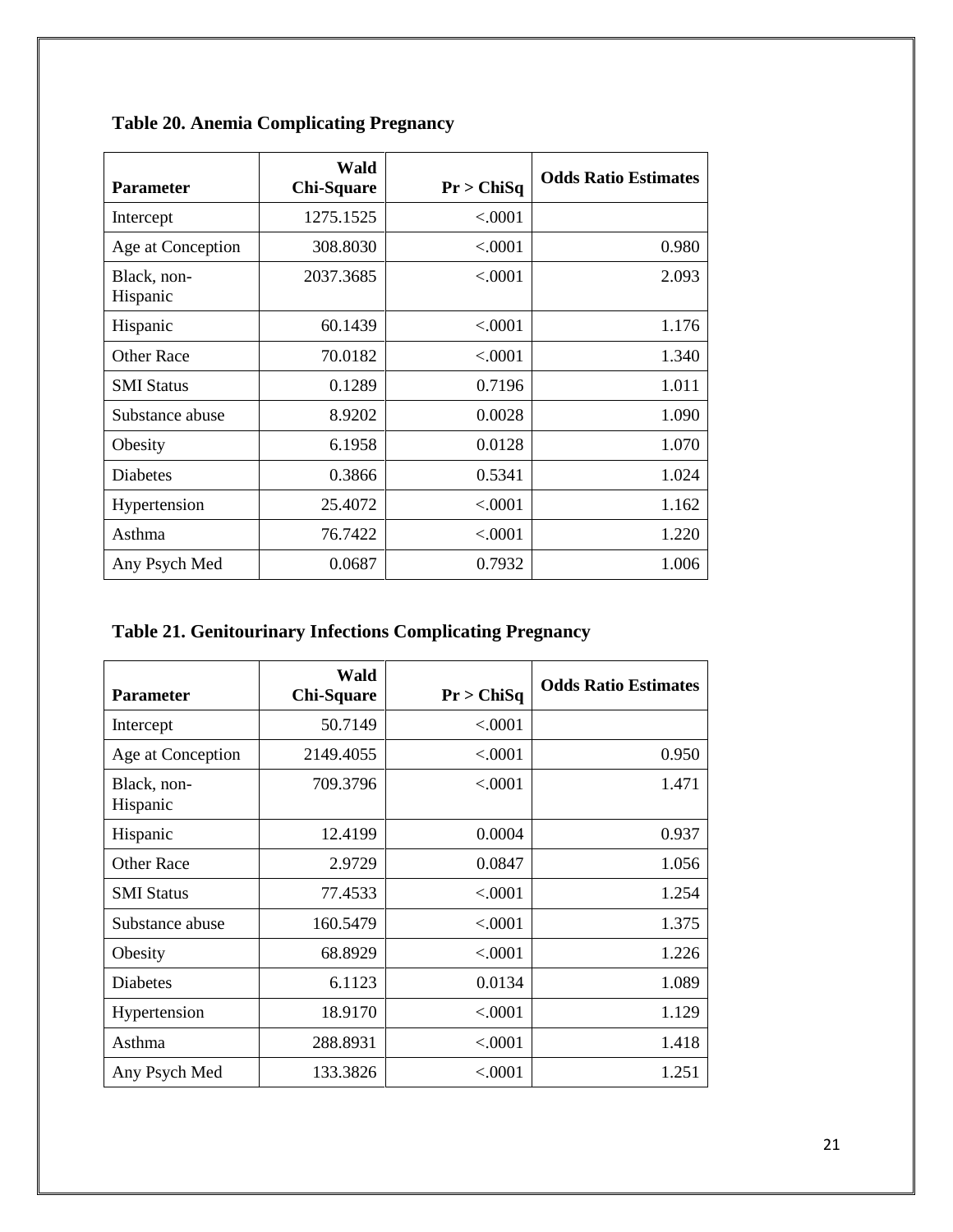**Table 20. Anemia Complicating Pregnancy**

| Parameter | Wald Chi-Square | Pr > ChiSq | Odds Ratio Estimates |
|---|---|---|---|
| Intercept | 1275.1525 | <.0001 | |
| Age at Conception | 308.8030 | <.0001 | 0.980 |
| Black, non-Hispanic | 2037.3685 | <.0001 | 2.093 |
| Hispanic | 60.1439 | <.0001 | 1.176 |
| Other Race | 70.0182 | <.0001 | 1.340 |
| SMI Status | 0.1289 | 0.7196 | 1.011 |
| Substance abuse | 8.9202 | 0.0028 | 1.090 |
| Obesity | 6.1958 | 0.0128 | 1.070 |
| Diabetes | 0.3866 | 0.5341 | 1.024 |
| Hypertension | 25.4072 | <.0001 | 1.162 |
| Asthma | 76.7422 | <.0001 | 1.220 |
| Any Psych Med | 0.0687 | 0.7932 | 1.006 |

**Table 21. Genitourinary Infections Complicating Pregnancy**

| Parameter | Wald Chi-Square | Pr > ChiSq | Odds Ratio Estimates |
|---|---|---|---|
| Intercept | 50.7149 | <.0001 | |
| Age at Conception | 2149.4055 | <.0001 | 0.950 |
| Black, non-Hispanic | 709.3796 | <.0001 | 1.471 |
| Hispanic | 12.4199 | 0.0004 | 0.937 |
| Other Race | 2.9729 | 0.0847 | 1.056 |
| SMI Status | 77.4533 | <.0001 | 1.254 |
| Substance abuse | 160.5479 | <.0001 | 1.375 |
| Obesity | 68.8929 | <.0001 | 1.226 |
| Diabetes | 6.1123 | 0.0134 | 1.089 |
| Hypertension | 18.9170 | <.0001 | 1.129 |
| Asthma | 288.8931 | <.0001 | 1.418 |
| Any Psych Med | 133.3826 | <.0001 | 1.251 |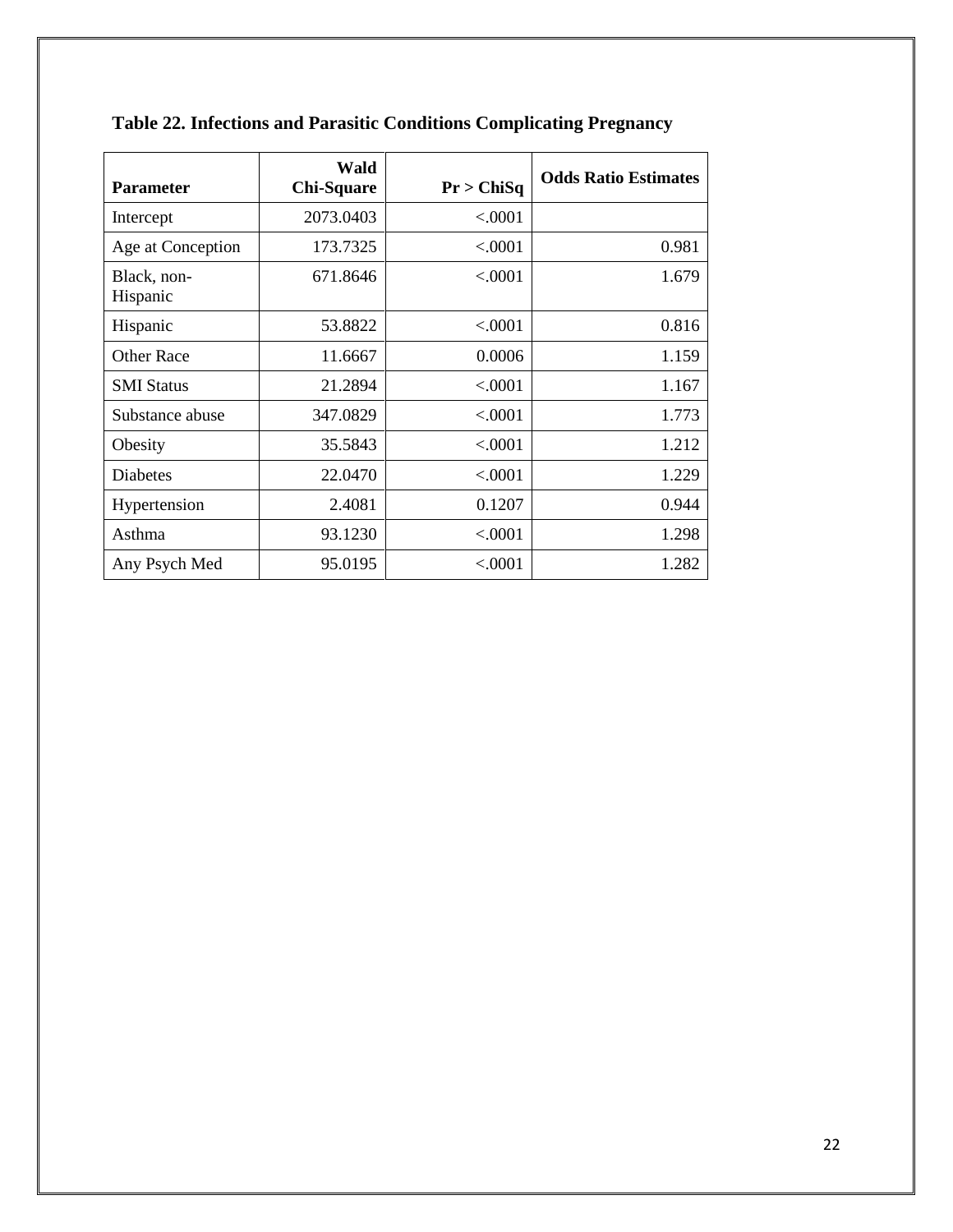**Table 22. Infections and Parasitic Conditions Complicating Pregnancy**

| Parameter | Wald Chi-Square | Pr > ChiSq | Odds Ratio Estimates |
|---|---|---|---|
| Intercept | 2073.0403 | <.0001 | |
| Age at Conception | 173.7325 | <.0001 | 0.981 |
| Black, non-Hispanic | 671.8646 | <.0001 | 1.679 |
| Hispanic | 53.8822 | <.0001 | 0.816 |
| Other Race | 11.6667 | 0.0006 | 1.159 |
| SMI Status | 21.2894 | <.0001 | 1.167 |
| Substance abuse | 347.0829 | <.0001 | 1.773 |
| Obesity | 35.5843 | <.0001 | 1.212 |
| Diabetes | 22.0470 | <.0001 | 1.229 |
| Hypertension | 2.4081 | 0.1207 | 0.944 |
| Asthma | 93.1230 | <.0001 | 1.298 |
| Any Psych Med | 95.0195 | <.0001 | 1.282 |